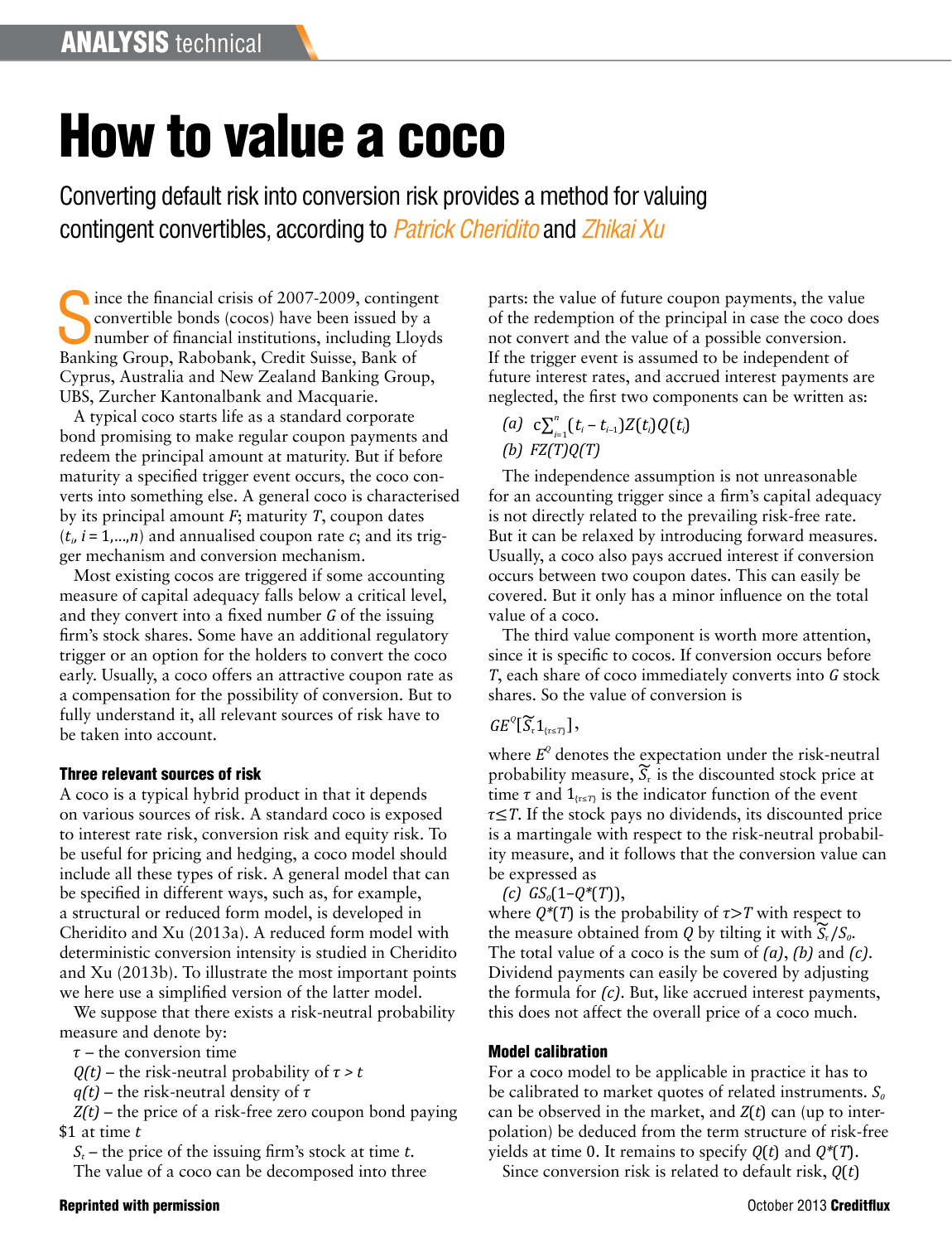# How to value a coco

Converting default risk into conversion risk provides a method for valuing contingent convertibles, according to *Patrick Cheridito* and *Zhikai Xu*

Since the financial crisis of 2007-2009, contingent convertible bonds (cocos) have been issued by a number of financial institutions, including Lloyds Banking Group, Rabobank, Credit Suisse, Bank of Cyprus, Australia and New Zealand Banking Group, UBS, Zurcher Kantonalbank and Macquarie.

A typical coco starts life as a standard corporate bond promising to make regular coupon payments and redeem the principal amount at maturity. But if before maturity a specified trigger event occurs, the coco converts into something else. A general coco is characterised by its principal amount $F$; maturity $T$, coupon dates ($t_i$, $i = 1,\dots,n$) and annualised coupon rate $c$; and its trigger mechanism and conversion mechanism.

Most existing cocos are triggered if some accounting measure of capital adequacy falls below a critical level, and they convert into a fixed number $G$ of the issuing firm's stock shares. Some have an additional regulatory trigger or an option for the holders to convert the coco early. Usually, a coco offers an attractive coupon rate as a compensation for the possibility of conversion. But to fully understand it, all relevant sources of risk have to be taken into account.

### Three relevant sources of risk

A coco is a typical hybrid product in that it depends on various sources of risk. A standard coco is exposed to interest rate risk, conversion risk and equity risk. To be useful for pricing and hedging, a coco model should include all these types of risk. A general model that can be specified in different ways, such as, for example, a structural or reduced form model, is developed in Cheridito and Xu (2013a). A reduced form model with deterministic conversion intensity is studied in Cheridito and Xu (2013b). To illustrate the most important points we here use a simplified version of the latter model.

We suppose that there exists a risk-neutral probability measure and denote by:

$\tau$ – the conversion time

$Q(t)$ – the risk-neutral probability of $\tau > t$

$q(t)$ – the risk-neutral density of $\tau$

$Z(t)$ – the price of a risk-free zero coupon bond paying $1 at time $t$

$S_t$ – the price of the issuing firm's stock at time $t$.

The value of a coco can be decomposed into three parts: the value of future coupon payments, the value of the redemption of the principal in case the coco does not convert and the value of a possible conversion. If the trigger event is assumed to be independent of future interest rates, and accrued interest payments are neglected, the first two components can be written as:

*(a)* $c\sum_{i=1}^{n}(t_i - t_{i-1})Z(t_i)Q(t_i)$

*(b)* $FZ(T)Q(T)$

The independence assumption is not unreasonable for an accounting trigger since a firm's capital adequacy is not directly related to the prevailing risk-free rate. But it can be relaxed by introducing forward measures. Usually, a coco also pays accrued interest if conversion occurs between two coupon dates. This can easily be covered. But it only has a minor influence on the total value of a coco.

The third value component is worth more attention, since it is specific to cocos. If conversion occurs before $T$, each share of coco immediately converts into $G$ stock shares. So the value of conversion is

$$GE^{Q}[\widetilde{S}_{\tau}1_{\{\tau\leq T\}}],$$

where $E^Q$ denotes the expectation under the risk-neutral probability measure, $\widetilde{S}_{\tau}$ is the discounted stock price at time $\tau$ and $1_{\{\tau\leq T\}}$ is the indicator function of the event $\tau\leq T$. If the stock pays no dividends, its discounted price is a martingale with respect to the risk-neutral probability measure, and it follows that the conversion value can be expressed as

*(c)* $GS_0(1-Q^*(T))$,

where $Q^*(T)$ is the probability of $\tau>T$ with respect to the measure obtained from $Q$ by tilting it with $\widetilde{S}_{\tau}/S_0$. The total value of a coco is the sum of *(a)*, *(b)* and *(c)*. Dividend payments can easily be covered by adjusting the formula for *(c)*. But, like accrued interest payments, this does not affect the overall price of a coco much.

### Model calibration

For a coco model to be applicable in practice it has to be calibrated to market quotes of related instruments. $S_0$ can be observed in the market, and $Z(t)$ can (up to interpolation) be deduced from the term structure of risk-free yields at time 0. It remains to specify $Q(t)$ and $Q^*(T)$.

Since conversion risk is related to default risk, $Q(t)$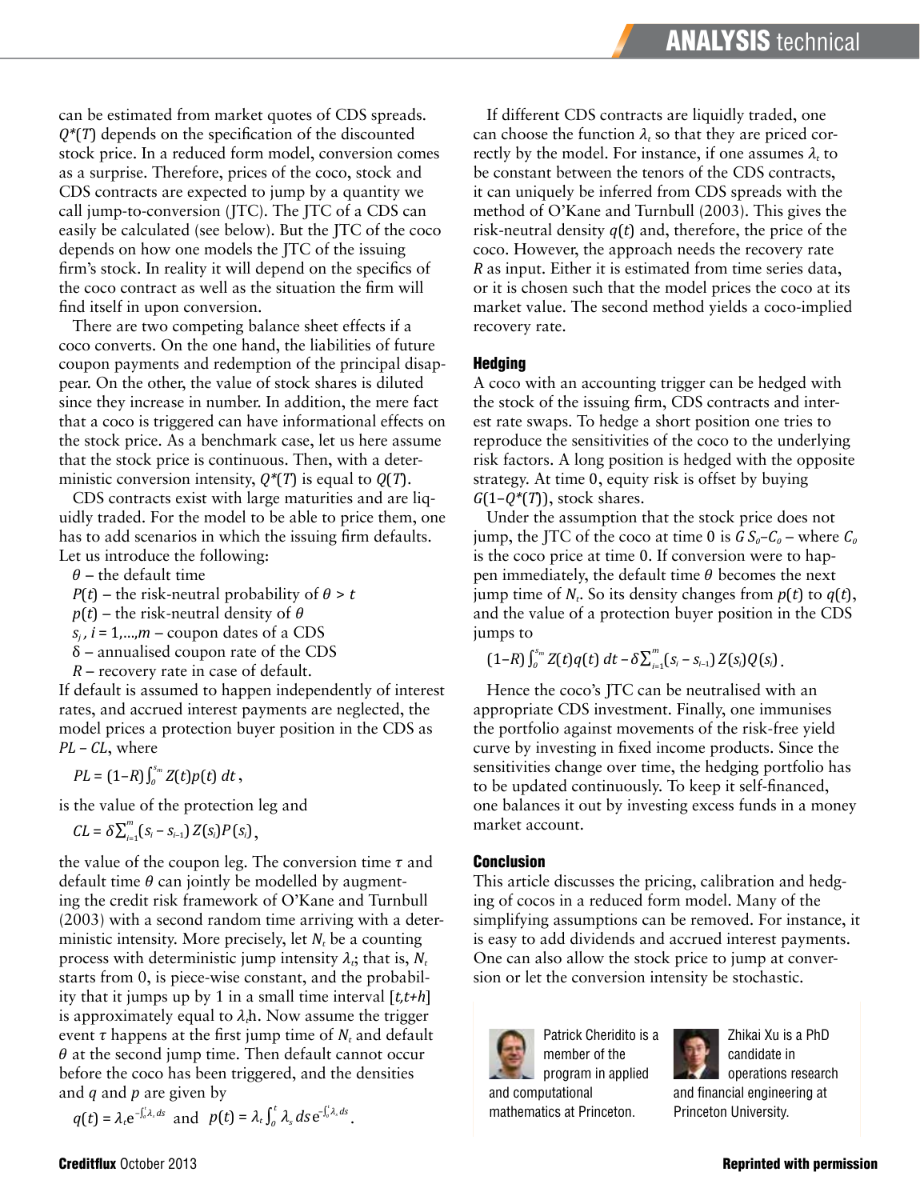can be estimated from market quotes of CDS spreads. $Q^*(T)$ depends on the specification of the discounted stock price. In a reduced form model, conversion comes as a surprise. Therefore, prices of the coco, stock and CDS contracts are expected to jump by a quantity we call jump-to-conversion (JTC). The JTC of a CDS can easily be calculated (see below). But the JTC of the coco depends on how one models the JTC of the issuing firm's stock. In reality it will depend on the specifics of the coco contract as well as the situation the firm will find itself in upon conversion.

There are two competing balance sheet effects if a coco converts. On the one hand, the liabilities of future coupon payments and redemption of the principal disappear. On the other, the value of stock shares is diluted since they increase in number. In addition, the mere fact that a coco is triggered can have informational effects on the stock price. As a benchmark case, let us here assume that the stock price is continuous. Then, with a deterministic conversion intensity, $Q^*(T)$ is equal to $Q(T)$.

CDS contracts exist with large maturities and are liquidly traded. For the model to be able to price them, one has to add scenarios in which the issuing firm defaults. Let us introduce the following:

- $\theta$ – the default time
- $P(t)$ – the risk-neutral probability of $\theta > t$
- $p(t)$ – the risk-neutral density of $\theta$
- $s_i$, $i = 1,\ldots,m$ – coupon dates of a CDS
- $\delta$ – annualised coupon rate of the CDS
- $R$ – recovery rate in case of default.

If default is assumed to happen independently of interest rates, and accrued interest payments are neglected, the model prices a protection buyer position in the CDS as $PL - CL$, where

$$PL = (1-R)\int_0^{s_m} Z(t)p(t)\,dt\,,$$

is the value of the protection leg and

$$CL = \delta\sum_{i=1}^{m}(s_i - s_{i-1})\,Z(s_i)P(s_i)\,,$$

the value of the coupon leg. The conversion time $\tau$ and default time $\theta$ can jointly be modelled by augmenting the credit risk framework of O'Kane and Turnbull (2003) with a second random time arriving with a deterministic intensity. More precisely, let $N_t$ be a counting process with deterministic jump intensity $\lambda_t$; that is, $N_t$ starts from 0, is piece-wise constant, and the probability that it jumps up by 1 in a small time interval $[t,t+h]$ is approximately equal to $\lambda_t h$. Now assume the trigger event $\tau$ happens at the first jump time of $N_t$ and default $\theta$ at the second jump time. Then default cannot occur before the coco has been triggered, and the densities and $q$ and $p$ are given by

$$q(t) = \lambda_t e^{-\int_0^t \lambda_s ds} \quad \text{and} \quad p(t) = \lambda_t \int_0^t \lambda_s\,ds\, e^{-\int_0^t \lambda_s ds}.$$

If different CDS contracts are liquidly traded, one can choose the function $\lambda_t$ so that they are priced correctly by the model. For instance, if one assumes $\lambda_t$ to be constant between the tenors of the CDS contracts, it can uniquely be inferred from CDS spreads with the method of O'Kane and Turnbull (2003). This gives the risk-neutral density $q(t)$ and, therefore, the price of the coco. However, the approach needs the recovery rate $R$ as input. Either it is estimated from time series data, or it is chosen such that the model prices the coco at its market value. The second method yields a coco-implied recovery rate.

## Hedging

A coco with an accounting trigger can be hedged with the stock of the issuing firm, CDS contracts and interest rate swaps. To hedge a short position one tries to reproduce the sensitivities of the coco to the underlying risk factors. A long position is hedged with the opposite strategy. At time 0, equity risk is offset by buying $G(1-Q^*(T))$, stock shares.

Under the assumption that the stock price does not jump, the JTC of the coco at time 0 is $G\,S_0 - C_0$ – where $C_0$ is the coco price at time 0. If conversion were to happen immediately, the default time $\theta$ becomes the next jump time of $N_t$. So its density changes from $p(t)$ to $q(t)$, and the value of a protection buyer position in the CDS jumps to

$$(1-R)\int_0^{s_m} Z(t)q(t)\,dt - \delta\sum_{i=1}^{m}(s_i - s_{i-1})\,Z(s_i)Q(s_i)\,.$$

Hence the coco's JTC can be neutralised with an appropriate CDS investment. Finally, one immunises the portfolio against movements of the risk-free yield curve by investing in fixed income products. Since the sensitivities change over time, the hedging portfolio has to be updated continuously. To keep it self-financed, one balances it out by investing excess funds in a money market account.

## Conclusion

This article discusses the pricing, calibration and hedging of cocos in a reduced form model. Many of the simplifying assumptions can be removed. For instance, it is easy to add dividends and accrued interest payments. One can also allow the stock price to jump at conversion or let the conversion intensity be stochastic.

Patrick Cheridito is a member of the program in applied and computational mathematics at Princeton.

Zhikai Xu is a PhD candidate in operations research and financial engineering at Princeton University.